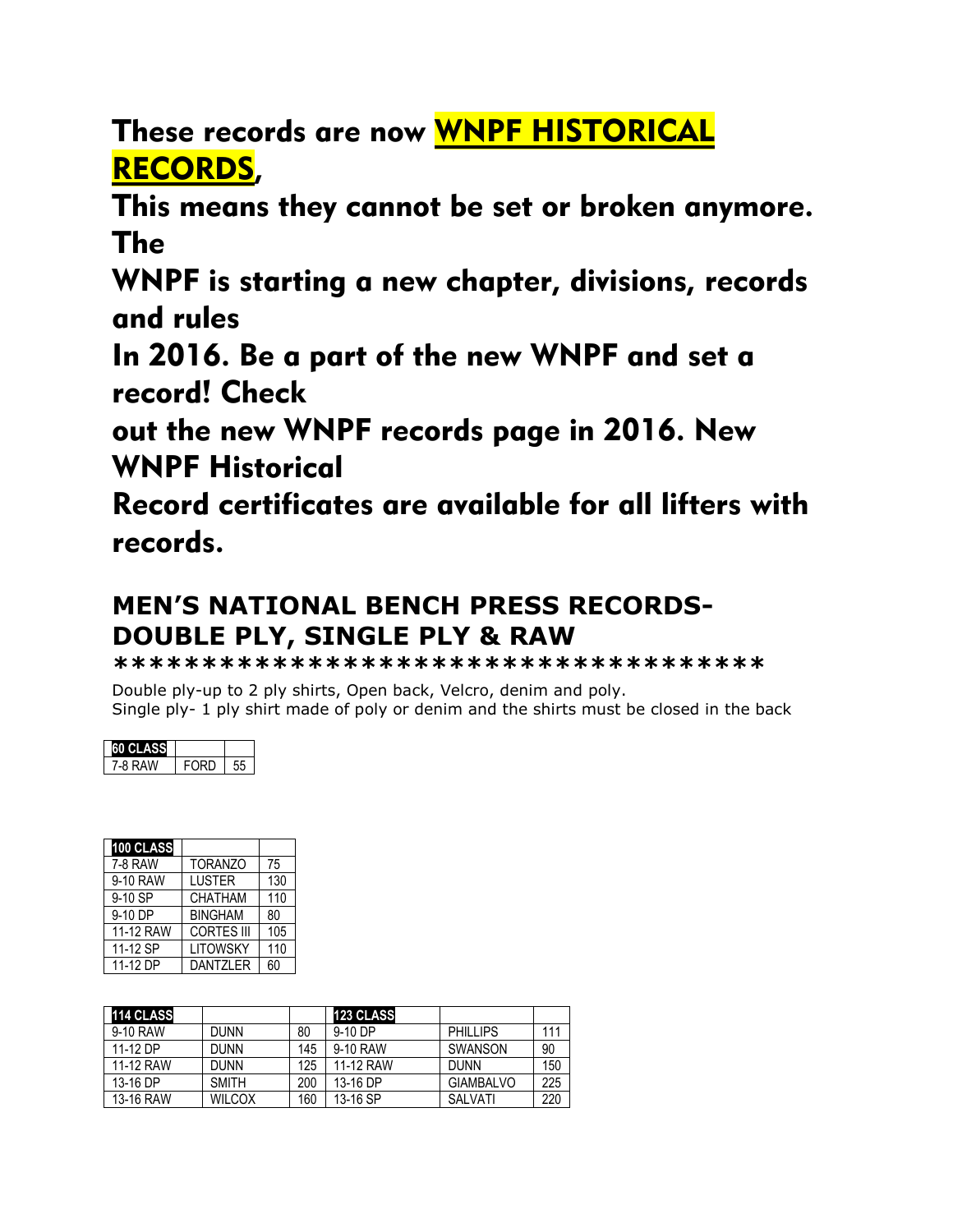# These records are now **WNPF HISTORICAL RECORDS**,

# This means they cannot be set or broken anymore. The

# WNPF is starting a new chapter, divisions, records and rules

# In 2016. Be a part of the new WNPF and set a record! Check

# out the new WNPF records page in 2016. New WNPF Historical

# Record certificates are available for all lifters with records.

## MEN'S NATIONAL BENCH PRESS RECORDS- DOUBLE PLY, SINGLE PLY & RAW

**************************************

Double ply-up to 2 ply shirts, Open back, Velcro, denim and poly.
Single ply- 1 ply shirt made of poly or denim and the shirts must be closed in the back

| 60 CLASS | | |
|---|---|---|
| 7-8 RAW | FORD | 55 |

| 100 CLASS | | |
|---|---|---|
| 7-8 RAW | TORANZO | 75 |
| 9-10 RAW | LUSTER | 130 |
| 9-10 SP | CHATHAM | 110 |
| 9-10 DP | BINGHAM | 80 |
| 11-12 RAW | CORTES III | 105 |
| 11-12 SP | LITOWSKY | 110 |
| 11-12 DP | DANTZLER | 60 |

| 114 CLASS | | | 123 CLASS | | |
|---|---|---|---|---|---|
| 9-10 RAW | DUNN | 80 | 9-10 DP | PHILLIPS | 111 |
| 11-12 DP | DUNN | 145 | 9-10 RAW | SWANSON | 90 |
| 11-12 RAW | DUNN | 125 | 11-12 RAW | DUNN | 150 |
| 13-16 DP | SMITH | 200 | 13-16 DP | GIAMBALVO | 225 |
| 13-16 RAW | WILCOX | 160 | 13-16 SP | SALVATI | 220 |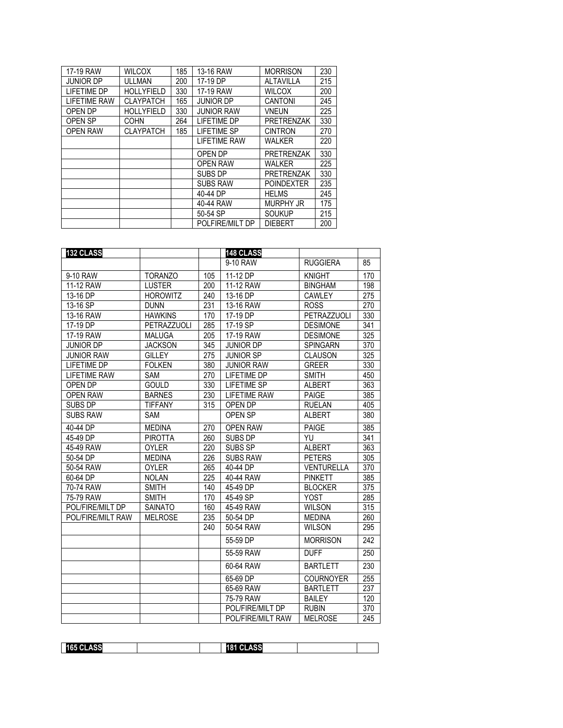| | | | | | |
|---|---|---|---|---|---|
| 17-19 RAW | WILCOX | 185 | 13-16 RAW | MORRISON | 230 |
| JUNIOR DP | ULLMAN | 200 | 17-19 DP | ALTAVILLA | 215 |
| LIFETIME DP | HOLLYFIELD | 330 | 17-19 RAW | WILCOX | 200 |
| LIFETIME RAW | CLAYPATCH | 165 | JUNIOR DP | CANTONI | 245 |
| OPEN DP | HOLLYFIELD | 330 | JUNIOR RAW | VNEUN | 225 |
| OPEN SP | COHN | 264 | LIFETIME DP | PRETRENZAK | 330 |
| OPEN RAW | CLAYPATCH | 185 | LIFETIME SP | CINTRON | 270 |
| | | | LIFETIME RAW | WALKER | 220 |
| | | | OPEN DP | PRETRENZAK | 330 |
| | | | OPEN RAW | WALKER | 225 |
| | | | SUBS DP | PRETRENZAK | 330 |
| | | | SUBS RAW | POINDEXTER | 235 |
| | | | 40-44 DP | HELMS | 245 |
| | | | 40-44 RAW | MURPHY JR | 175 |
| | | | 50-54 SP | SOUKUP | 215 |
| | | | POLFIRE/MILT DP | DIEBERT | 200 |

| **132 CLASS** | | | **148 CLASS** | | |
|---|---|---|---|---|---|
| | | | 9-10 RAW | RUGGIERA | 85 |
| 9-10 RAW | TORANZO | 105 | 11-12 DP | KNIGHT | 170 |
| 11-12 RAW | LUSTER | 200 | 11-12 RAW | BINGHAM | 198 |
| 13-16 DP | HOROWITZ | 240 | 13-16 DP | CAWLEY | 275 |
| 13-16 SP | DUNN | 231 | 13-16 RAW | ROSS | 270 |
| 13-16 RAW | HAWKINS | 170 | 17-19 DP | PETRAZZUOLI | 330 |
| 17-19 DP | PETRAZZUOLI | 285 | 17-19 SP | DESIMONE | 341 |
| 17-19 RAW | MALUGA | 205 | 17-19 RAW | DESIMONE | 325 |
| JUNIOR DP | JACKSON | 345 | JUNIOR DP | SPINGARN | 370 |
| JUNIOR RAW | GILLEY | 275 | JUNIOR SP | CLAUSON | 325 |
| LIFETIME DP | FOLKEN | 380 | JUNIOR RAW | GREER | 330 |
| LIFETIME RAW | SAM | 270 | LIFETIME DP | SMITH | 450 |
| OPEN DP | GOULD | 330 | LIFETIME SP | ALBERT | 363 |
| OPEN RAW | BARNES | 230 | LIFETIME RAW | PAIGE | 385 |
| SUBS DP | TIFFANY | 315 | OPEN DP | RUELAN | 405 |
| SUBS RAW | SAM | | OPEN SP | ALBERT | 380 |
| 40-44 DP | MEDINA | 270 | OPEN RAW | PAIGE | 385 |
| 45-49 DP | PIROTTA | 260 | SUBS DP | YU | 341 |
| 45-49 RAW | OYLER | 220 | SUBS SP | ALBERT | 363 |
| 50-54 DP | MEDINA | 226 | SUBS RAW | PETERS | 305 |
| 50-54 RAW | OYLER | 265 | 40-44 DP | VENTURELLA | 370 |
| 60-64 DP | NOLAN | 225 | 40-44 RAW | PINKETT | 385 |
| 70-74 RAW | SMITH | 140 | 45-49 DP | BLOCKER | 375 |
| 75-79 RAW | SMITH | 170 | 45-49 SP | YOST | 285 |
| POL/FIRE/MILT DP | SAINATO | 160 | 45-49 RAW | WILSON | 315 |
| POL/FIRE/MILT RAW | MELROSE | 235 | 50-54 DP | MEDINA | 260 |
| | | 240 | 50-54 RAW | WILSON | 295 |
| | | | 55-59 DP | MORRISON | 242 |
| | | | 55-59 RAW | DUFF | 250 |
| | | | 60-64 RAW | BARTLETT | 230 |
| | | | 65-69 DP | COURNOYER | 255 |
| | | | 65-69 RAW | BARTLETT | 237 |
| | | | 75-79 RAW | BAILEY | 120 |
| | | | POL/FIRE/MILT DP | RUBIN | 370 |
| | | | POL/FIRE/MILT RAW | MELROSE | 245 |

| **165 CLASS** | | | **181 CLASS** | | |
|---|---|---|---|---|---|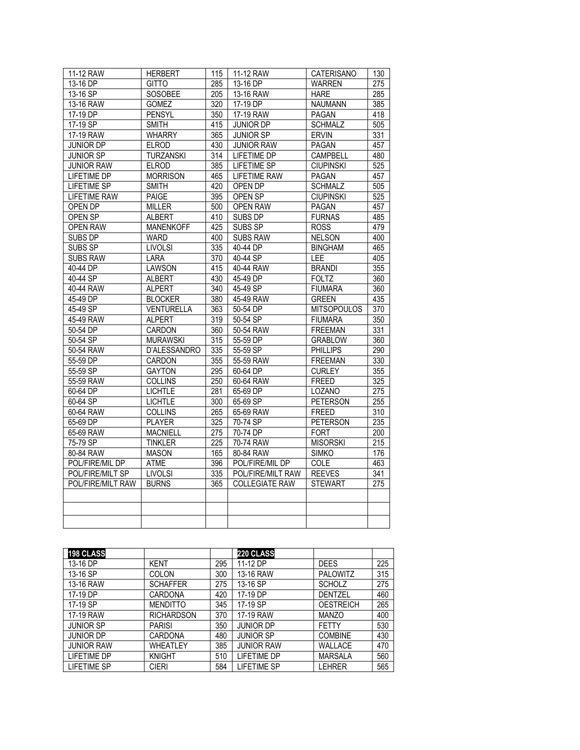| 11-12 RAW | HERBERT | 115 | 11-12 RAW | CATERISANO | 130 |
|---|---|---|---|---|---|
| 13-16 DP | GITTO | 285 | 13-16 DP | WARREN | 275 |
| 13-16 SP | SOSOBEE | 205 | 13-16 RAW | HARE | 285 |
| 13-16 RAW | GOMEZ | 320 | 17-19 DP | NAUMANN | 385 |
| 17-19 DP | PENSYL | 350 | 17-19 RAW | PAGAN | 418 |
| 17-19 SP | SMITH | 415 | JUNIOR DP | SCHMALZ | 505 |
| 17-19 RAW | WHARRY | 365 | JUNIOR SP | ERVIN | 331 |
| JUNIOR DP | ELROD | 430 | JUNIOR RAW | PAGAN | 457 |
| JUNIOR SP | TURZANSKI | 314 | LIFETIME DP | CAMPBELL | 480 |
| JUNIOR RAW | ELROD | 385 | LIFETIME SP | CIUPINSKI | 525 |
| LIFETIME DP | MORRISON | 465 | LIFETIME RAW | PAGAN | 457 |
| LIFETIME SP | SMITH | 420 | OPEN DP | SCHMALZ | 505 |
| LIFETIME RAW | PAIGE | 395 | OPEN SP | CIUPINSKI | 525 |
| OPEN DP | MILLER | 500 | OPEN RAW | PAGAN | 457 |
| OPEN SP | ALBERT | 410 | SUBS DP | FURNAS | 485 |
| OPEN RAW | MANENKOFF | 425 | SUBS SP | ROSS | 479 |
| SUBS DP | WARD | 400 | SUBS RAW | NELSON | 400 |
| SUBS SP | LIVOLSI | 335 | 40-44 DP | BINGHAM | 465 |
| SUBS RAW | LARA | 370 | 40-44 SP | LEE | 405 |
| 40-44 DP | LAWSON | 415 | 40-44 RAW | BRANDI | 355 |
| 40-44 SP | ALBERT | 430 | 45-49 DP | FOLTZ | 360 |
| 40-44 RAW | ALPERT | 340 | 45-49 SP | FIUMARA | 360 |
| 45-49 DP | BLOCKER | 380 | 45-49 RAW | GREEN | 435 |
| 45-49 SP | VENTURELLA | 363 | 50-54 DP | MITSOPOULOS | 370 |
| 45-49 RAW | ALPERT | 319 | 50-54 SP | FIUMARA | 350 |
| 50-54 DP | CARDON | 360 | 50-54 RAW | FREEMAN | 331 |
| 50-54 SP | MURAWSKI | 315 | 55-59 DP | GRABLOW | 360 |
| 50-54 RAW | D'ALESSANDRO | 335 | 55-59 SP | PHILLIPS | 290 |
| 55-59 DP | CARDON | 355 | 55-59 RAW | FREEMAN | 330 |
| 55-59 SP | GAYTON | 295 | 60-64 DP | CURLEY | 355 |
| 55-59 RAW | COLLINS | 250 | 60-64 RAW | FREED | 325 |
| 60-64 DP | LICHTLE | 281 | 65-69 DP | LOZANO | 275 |
| 60-64 SP | LICHTLE | 300 | 65-69 SP | PETERSON | 255 |
| 60-64 RAW | COLLINS | 265 | 65-69 RAW | FREED | 310 |
| 65-69 DP | PLAYER | 325 | 70-74 SP | PETERSON | 235 |
| 65-69 RAW | MACNIELL | 275 | 70-74 DP | FORT | 200 |
| 75-79 SP | TINKLER | 225 | 70-74 RAW | MISORSKI | 215 |
| 80-84 RAW | MASON | 165 | 80-84 RAW | SIMKO | 176 |
| POL/FIRE/MIL DP | ATME | 396 | POL/FIRE/MIL DP | COLE | 463 |
| POL/FIRE/MILT SP | LIVOLSI | 335 | POL/FIRE/MILT RAW | REEVES | 341 |
| POL/FIRE/MILT RAW | BURNS | 365 | COLLEGIATE RAW | STEWART | 275 |
| | | | | | |
| | | | | | |
| | | | | | |

| **198 CLASS** | | | **220 CLASS** | | |
|---|---|---|---|---|---|
| 13-16 DP | KENT | 295 | 11-12 DP | DEES | 225 |
| 13-16 SP | COLON | 300 | 13-16 RAW | PALOWITZ | 315 |
| 13-16 RAW | SCHAFFER | 275 | 13-16 SP | SCHOLZ | 275 |
| 17-19 DP | CARDONA | 420 | 17-19 DP | DENTZEL | 460 |
| 17-19 SP | MENDITTO | 345 | 17-19 SP | OESTREICH | 265 |
| 17-19 RAW | RICHARDSON | 370 | 17-19 RAW | MANZO | 400 |
| JUNIOR SP | PARISI | 350 | JUNIOR DP | FETTY | 530 |
| JUNIOR DP | CARDONA | 480 | JUNIOR SP | COMBINE | 430 |
| JUNIOR RAW | WHEATLEY | 385 | JUNIOR RAW | WALLACE | 470 |
| LIFETIME DP | KNIGHT | 510 | LIFETIME DP | MARSALA | 560 |
| LIFETIME SP | CIERI | 584 | LIFETIME SP | LEHRER | 565 |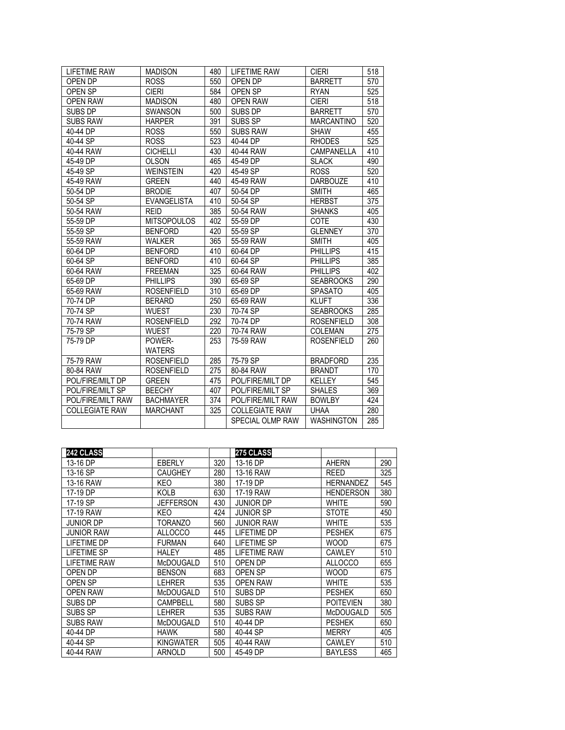| LIFETIME RAW | MADISON | 480 | LIFETIME RAW | CIERI | 518 |
|---|---|---|---|---|---|
| OPEN DP | ROSS | 550 | OPEN DP | BARRETT | 570 |
| OPEN SP | CIERI | 584 | OPEN SP | RYAN | 525 |
| OPEN RAW | MADISON | 480 | OPEN RAW | CIERI | 518 |
| SUBS DP | SWANSON | 500 | SUBS DP | BARRETT | 570 |
| SUBS RAW | HARPER | 391 | SUBS SP | MARCANTINO | 520 |
| 40-44 DP | ROSS | 550 | SUBS RAW | SHAW | 455 |
| 40-44 SP | ROSS | 523 | 40-44 DP | RHODES | 525 |
| 40-44 RAW | CICHELLI | 430 | 40-44 RAW | CAMPANELLA | 410 |
| 45-49 DP | OLSON | 465 | 45-49 DP | SLACK | 490 |
| 45-49 SP | WEINSTEIN | 420 | 45-49 SP | ROSS | 520 |
| 45-49 RAW | GREEN | 440 | 45-49 RAW | DARBOUZE | 410 |
| 50-54 DP | BRODIE | 407 | 50-54 DP | SMITH | 465 |
| 50-54 SP | EVANGELISTA | 410 | 50-54 SP | HERBST | 375 |
| 50-54 RAW | REID | 385 | 50-54 RAW | SHANKS | 405 |
| 55-59 DP | MITSOPOULOS | 402 | 55-59 DP | COTE | 430 |
| 55-59 SP | BENFORD | 420 | 55-59 SP | GLENNEY | 370 |
| 55-59 RAW | WALKER | 365 | 55-59 RAW | SMITH | 405 |
| 60-64 DP | BENFORD | 410 | 60-64 DP | PHILLIPS | 415 |
| 60-64 SP | BENFORD | 410 | 60-64 SP | PHILLIPS | 385 |
| 60-64 RAW | FREEMAN | 325 | 60-64 RAW | PHILLIPS | 402 |
| 65-69 DP | PHILLIPS | 390 | 65-69 SP | SEABROOKS | 290 |
| 65-69 RAW | ROSENFIELD | 310 | 65-69 DP | SPASATO | 405 |
| 70-74 DP | BERARD | 250 | 65-69 RAW | KLUFT | 336 |
| 70-74 SP | WUEST | 230 | 70-74 SP | SEABROOKS | 285 |
| 70-74 RAW | ROSENFIELD | 292 | 70-74 DP | ROSENFIELD | 308 |
| 75-79 SP | WUEST | 220 | 70-74 RAW | COLEMAN | 275 |
| 75-79 DP | POWER-WATERS | 253 | 75-59 RAW | ROSENFIELD | 260 |
| 75-79 RAW | ROSENFIELD | 285 | 75-79 SP | BRADFORD | 235 |
| 80-84 RAW | ROSENFIELD | 275 | 80-84 RAW | BRANDT | 170 |
| POL/FIRE/MILT DP | GREEN | 475 | POL/FIRE/MILT DP | KELLEY | 545 |
| POL/FIRE/MILT SP | BEECHY | 407 | POL/FIRE/MILT SP | SHALES | 369 |
| POL/FIRE/MILT RAW | BACHMAYER | 374 | POL/FIRE/MILT RAW | BOWLBY | 424 |
| COLLEGIATE RAW | MARCHANT | 325 | COLLEGIATE RAW | UHAA | 280 |
| | | | SPECIAL OLMP RAW | WASHINGTON | 285 |

| 242 CLASS | | | 275 CLASS | | |
|---|---|---|---|---|---|
| 13-16 DP | EBERLY | 320 | 13-16 DP | AHERN | 290 |
| 13-16 SP | CAUGHEY | 280 | 13-16 RAW | REED | 325 |
| 13-16 RAW | KEO | 380 | 17-19 DP | HERNANDEZ | 545 |
| 17-19 DP | KOLB | 630 | 17-19 RAW | HENDERSON | 380 |
| 17-19 SP | JEFFERSON | 430 | JUNIOR DP | WHITE | 590 |
| 17-19 RAW | KEO | 424 | JUNIOR SP | STOTE | 450 |
| JUNIOR DP | TORANZO | 560 | JUNIOR RAW | WHITE | 535 |
| JUNIOR RAW | ALLOCCO | 445 | LIFETIME DP | PESHEK | 675 |
| LIFETIME DP | FURMAN | 640 | LIFETIME SP | WOOD | 675 |
| LIFETIME SP | HALEY | 485 | LIFETIME RAW | CAWLEY | 510 |
| LIFETIME RAW | McDOUGALD | 510 | OPEN DP | ALLOCCO | 655 |
| OPEN DP | BENSON | 683 | OPEN SP | WOOD | 675 |
| OPEN SP | LEHRER | 535 | OPEN RAW | WHITE | 535 |
| OPEN RAW | McDOUGALD | 510 | SUBS DP | PESHEK | 650 |
| SUBS DP | CAMPBELL | 580 | SUBS SP | POITEVIEN | 380 |
| SUBS SP | LEHRER | 535 | SUBS RAW | McDOUGALD | 505 |
| SUBS RAW | McDOUGALD | 510 | 40-44 DP | PESHEK | 650 |
| 40-44 DP | HAWK | 580 | 40-44 SP | MERRY | 405 |
| 40-44 SP | KINGWATER | 505 | 40-44 RAW | CAWLEY | 510 |
| 40-44 RAW | ARNOLD | 500 | 45-49 DP | BAYLESS | 465 |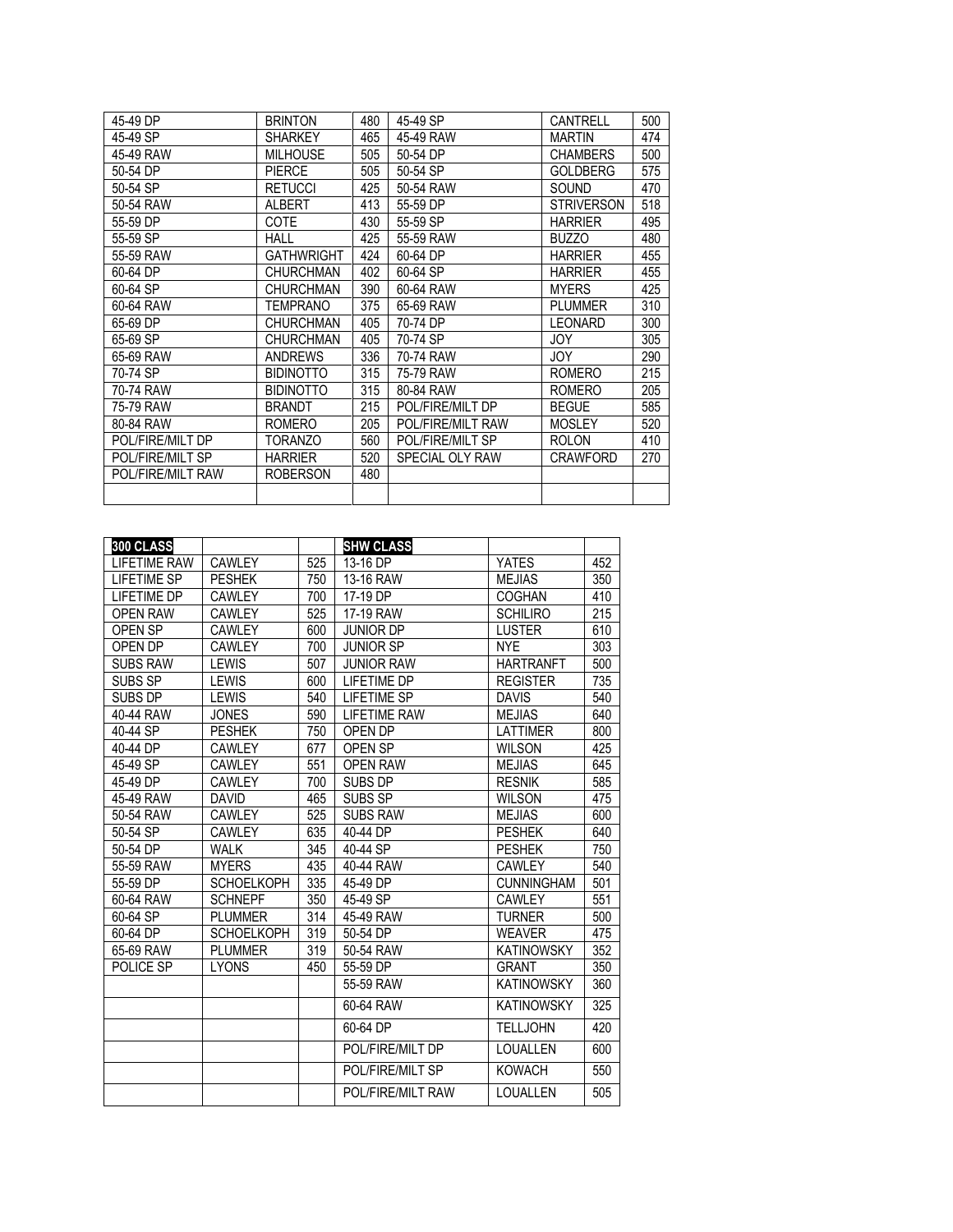| | | | | | |
|---|---|---|---|---|---|
| 45-49 DP | BRINTON | 480 | 45-49 SP | CANTRELL | 500 |
| 45-49 SP | SHARKEY | 465 | 45-49 RAW | MARTIN | 474 |
| 45-49 RAW | MILHOUSE | 505 | 50-54 DP | CHAMBERS | 500 |
| 50-54 DP | PIERCE | 505 | 50-54 SP | GOLDBERG | 575 |
| 50-54 SP | RETUCCI | 425 | 50-54 RAW | SOUND | 470 |
| 50-54 RAW | ALBERT | 413 | 55-59 DP | STRIVERSON | 518 |
| 55-59 DP | COTE | 430 | 55-59 SP | HARRIER | 495 |
| 55-59 SP | HALL | 425 | 55-59 RAW | BUZZO | 480 |
| 55-59 RAW | GATHWRIGHT | 424 | 60-64 DP | HARRIER | 455 |
| 60-64 DP | CHURCHMAN | 402 | 60-64 SP | HARRIER | 455 |
| 60-64 SP | CHURCHMAN | 390 | 60-64 RAW | MYERS | 425 |
| 60-64 RAW | TEMPRANO | 375 | 65-69 RAW | PLUMMER | 310 |
| 65-69 DP | CHURCHMAN | 405 | 70-74 DP | LEONARD | 300 |
| 65-69 SP | CHURCHMAN | 405 | 70-74 SP | JOY | 305 |
| 65-69 RAW | ANDREWS | 336 | 70-74 RAW | JOY | 290 |
| 70-74 SP | BIDINOTTO | 315 | 75-79 RAW | ROMERO | 215 |
| 70-74 RAW | BIDINOTTO | 315 | 80-84 RAW | ROMERO | 205 |
| 75-79 RAW | BRANDT | 215 | POL/FIRE/MILT DP | BEGUE | 585 |
| 80-84 RAW | ROMERO | 205 | POL/FIRE/MILT RAW | MOSLEY | 520 |
| POL/FIRE/MILT DP | TORANZO | 560 | POL/FIRE/MILT SP | ROLON | 410 |
| POL/FIRE/MILT SP | HARRIER | 520 | SPECIAL OLY RAW | CRAWFORD | 270 |
| POL/FIRE/MILT RAW | ROBERSON | 480 | | | |
| | | | | | |

| **300 CLASS** | | | **SHW CLASS** | | |
|---|---|---|---|---|---|
| LIFETIME RAW | CAWLEY | 525 | 13-16 DP | YATES | 452 |
| LIFETIME SP | PESHEK | 750 | 13-16 RAW | MEJIAS | 350 |
| LIFETIME DP | CAWLEY | 700 | 17-19 DP | COGHAN | 410 |
| OPEN RAW | CAWLEY | 525 | 17-19 RAW | SCHILIRO | 215 |
| OPEN SP | CAWLEY | 600 | JUNIOR DP | LUSTER | 610 |
| OPEN DP | CAWLEY | 700 | JUNIOR SP | NYE | 303 |
| SUBS RAW | LEWIS | 507 | JUNIOR RAW | HARTRANFT | 500 |
| SUBS SP | LEWIS | 600 | LIFETIME DP | REGISTER | 735 |
| SUBS DP | LEWIS | 540 | LIFETIME SP | DAVIS | 540 |
| 40-44 RAW | JONES | 590 | LIFETIME RAW | MEJIAS | 640 |
| 40-44 SP | PESHEK | 750 | OPEN DP | LATTIMER | 800 |
| 40-44 DP | CAWLEY | 677 | OPEN SP | WILSON | 425 |
| 45-49 SP | CAWLEY | 551 | OPEN RAW | MEJIAS | 645 |
| 45-49 DP | CAWLEY | 700 | SUBS DP | RESNIK | 585 |
| 45-49 RAW | DAVID | 465 | SUBS SP | WILSON | 475 |
| 50-54 RAW | CAWLEY | 525 | SUBS RAW | MEJIAS | 600 |
| 50-54 SP | CAWLEY | 635 | 40-44 DP | PESHEK | 640 |
| 50-54 DP | WALK | 345 | 40-44 SP | PESHEK | 750 |
| 55-59 RAW | MYERS | 435 | 40-44 RAW | CAWLEY | 540 |
| 55-59 DP | SCHOELKOPH | 335 | 45-49 DP | CUNNINGHAM | 501 |
| 60-64 RAW | SCHNEPF | 350 | 45-49 SP | CAWLEY | 551 |
| 60-64 SP | PLUMMER | 314 | 45-49 RAW | TURNER | 500 |
| 60-64 DP | SCHOELKOPH | 319 | 50-54 DP | WEAVER | 475 |
| 65-69 RAW | PLUMMER | 319 | 50-54 RAW | KATINOWSKY | 352 |
| POLICE SP | LYONS | 450 | 55-59 DP | GRANT | 350 |
| | | | 55-59 RAW | KATINOWSKY | 360 |
| | | | 60-64 RAW | KATINOWSKY | 325 |
| | | | 60-64 DP | TELLJOHN | 420 |
| | | | POL/FIRE/MILT DP | LOUALLEN | 600 |
| | | | POL/FIRE/MILT SP | KOWACH | 550 |
| | | | POL/FIRE/MILT RAW | LOUALLEN | 505 |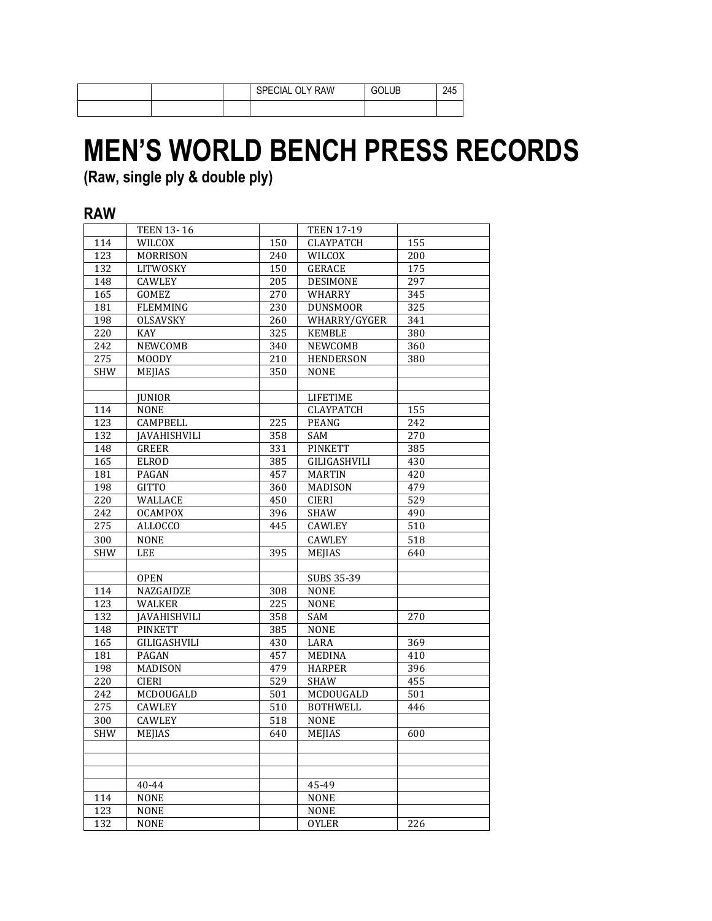| | | | SPECIAL OLY RAW | GOLUB | 245 |
|---|---|---|---|---|---|
| | | | | | |

# MEN'S WORLD BENCH PRESS RECORDS

**(Raw, single ply & double ply)**

## RAW

| | TEEN 13- 16 | | TEEN 17-19 | |
|---|---|---|---|---|
| 114 | WILCOX | 150 | CLAYPATCH | 155 |
| 123 | MORRISON | 240 | WILCOX | 200 |
| 132 | LITWOSKY | 150 | GERACE | 175 |
| 148 | CAWLEY | 205 | DESIMONE | 297 |
| 165 | GOMEZ | 270 | WHARRY | 345 |
| 181 | FLEMMING | 230 | DUNSMOOR | 325 |
| 198 | OLSAVSKY | 260 | WHARRY/GYGER | 341 |
| 220 | KAY | 325 | KEMBLE | 380 |
| 242 | NEWCOMB | 340 | NEWCOMB | 360 |
| 275 | MOODY | 210 | HENDERSON | 380 |
| SHW | MEJIAS | 350 | NONE | |
| | | | | |
| | JUNIOR | | LIFETIME | |
| 114 | NONE | | CLAYPATCH | 155 |
| 123 | CAMPBELL | 225 | PEANG | 242 |
| 132 | JAVAHISHVILI | 358 | SAM | 270 |
| 148 | GREER | 331 | PINKETT | 385 |
| 165 | ELROD | 385 | GILIGASHVILI | 430 |
| 181 | PAGAN | 457 | MARTIN | 420 |
| 198 | GITTO | 360 | MADISON | 479 |
| 220 | WALLACE | 450 | CIERI | 529 |
| 242 | OCAMPOX | 396 | SHAW | 490 |
| 275 | ALLOCCO | 445 | CAWLEY | 510 |
| 300 | NONE | | CAWLEY | 518 |
| SHW | LEE | 395 | MEJIAS | 640 |
| | | | | |
| | OPEN | | SUBS 35-39 | |
| 114 | NAZGAIDZE | 308 | NONE | |
| 123 | WALKER | 225 | NONE | |
| 132 | JAVAHISHVILI | 358 | SAM | 270 |
| 148 | PINKETT | 385 | NONE | |
| 165 | GILIGASHVILI | 430 | LARA | 369 |
| 181 | PAGAN | 457 | MEDINA | 410 |
| 198 | MADISON | 479 | HARPER | 396 |
| 220 | CIERI | 529 | SHAW | 455 |
| 242 | MCDOUGALD | 501 | MCDOUGALD | 501 |
| 275 | CAWLEY | 510 | BOTHWELL | 446 |
| 300 | CAWLEY | 518 | NONE | |
| SHW | MEJIAS | 640 | MEJIAS | 600 |
| | | | | |
| | | | | |
| | | | | |
| | 40-44 | | 45-49 | |
| 114 | NONE | | NONE | |
| 123 | NONE | | NONE | |
| 132 | NONE | | OYLER | 226 |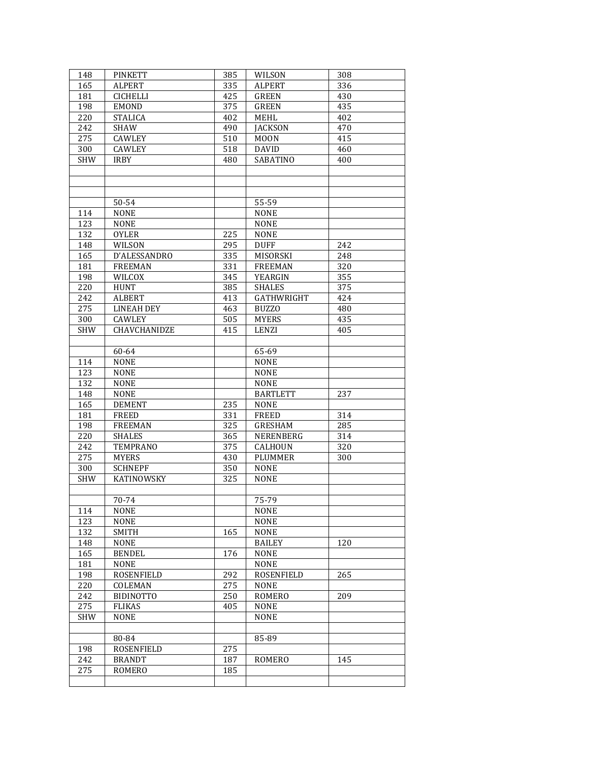| | | | | |
|---|---|---|---|---|
| 148 | PINKETT | 385 | WILSON | 308 |
| 165 | ALPERT | 335 | ALPERT | 336 |
| 181 | CICHELLI | 425 | GREEN | 430 |
| 198 | EMOND | 375 | GREEN | 435 |
| 220 | STALICA | 402 | MEHL | 402 |
| 242 | SHAW | 490 | JACKSON | 470 |
| 275 | CAWLEY | 510 | MOON | 415 |
| 300 | CAWLEY | 518 | DAVID | 460 |
| SHW | IRBY | 480 | SABATINO | 400 |
| | | | | |
| | | | | |
| | | | | |
| | 50-54 | | 55-59 | |
| 114 | NONE | | NONE | |
| 123 | NONE | | NONE | |
| 132 | OYLER | 225 | NONE | |
| 148 | WILSON | 295 | DUFF | 242 |
| 165 | D'ALESSANDRO | 335 | MISORSKI | 248 |
| 181 | FREEMAN | 331 | FREEMAN | 320 |
| 198 | WILCOX | 345 | YEARGIN | 355 |
| 220 | HUNT | 385 | SHALES | 375 |
| 242 | ALBERT | 413 | GATHWRIGHT | 424 |
| 275 | LINEAH DEY | 463 | BUZZO | 480 |
| 300 | CAWLEY | 505 | MYERS | 435 |
| SHW | CHAVCHANIDZE | 415 | LENZI | 405 |
| | | | | |
| | 60-64 | | 65-69 | |
| 114 | NONE | | NONE | |
| 123 | NONE | | NONE | |
| 132 | NONE | | NONE | |
| 148 | NONE | | BARTLETT | 237 |
| 165 | DEMENT | 235 | NONE | |
| 181 | FREED | 331 | FREED | 314 |
| 198 | FREEMAN | 325 | GRESHAM | 285 |
| 220 | SHALES | 365 | NERENBERG | 314 |
| 242 | TEMPRANO | 375 | CALHOUN | 320 |
| 275 | MYERS | 430 | PLUMMER | 300 |
| 300 | SCHNEPF | 350 | NONE | |
| SHW | KATINOWSKY | 325 | NONE | |
| | | | | |
| | 70-74 | | 75-79 | |
| 114 | NONE | | NONE | |
| 123 | NONE | | NONE | |
| 132 | SMITH | 165 | NONE | |
| 148 | NONE | | BAILEY | 120 |
| 165 | BENDEL | 176 | NONE | |
| 181 | NONE | | NONE | |
| 198 | ROSENFIELD | 292 | ROSENFIELD | 265 |
| 220 | COLEMAN | 275 | NONE | |
| 242 | BIDINOTTO | 250 | ROMERO | 209 |
| 275 | FLIKAS | 405 | NONE | |
| SHW | NONE | | NONE | |
| | | | | |
| | 80-84 | | 85-89 | |
| 198 | ROSENFIELD | 275 | | |
| 242 | BRANDT | 187 | ROMERO | 145 |
| 275 | ROMERO | 185 | | |
| | | | | |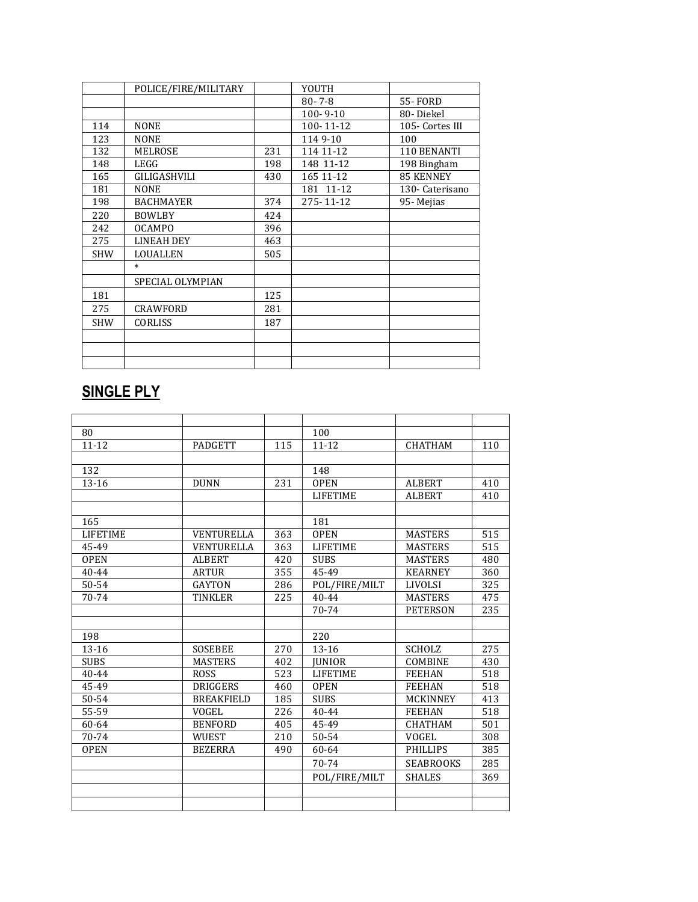| | POLICE/FIRE/MILITARY | | YOUTH | |
|---|---|---|---|---|
| | | | 80- 7-8 | 55- FORD |
| | | | 100- 9-10 | 80- Diekel |
| 114 | NONE | | 100- 11-12 | 105- Cortes III |
| 123 | NONE | | 114 9-10 | 100 |
| 132 | MELROSE | 231 | 114 11-12 | 110 BENANTI |
| 148 | LEGG | 198 | 148 11-12 | 198 Bingham |
| 165 | GILIGASHVILI | 430 | 165 11-12 | 85 KENNEY |
| 181 | NONE | | 181 11-12 | 130- Caterisano |
| 198 | BACHMAYER | 374 | 275- 11-12 | 95- Mejias |
| 220 | BOWLBY | 424 | | |
| 242 | OCAMPO | 396 | | |
| 275 | LINEAH DEY | 463 | | |
| SHW | LOUALLEN | 505 | | |
| | * | | | |
| | SPECIAL OLYMPIAN | | | |
| 181 | | 125 | | |
| 275 | CRAWFORD | 281 | | |
| SHW | CORLISS | 187 | | |
| | | | | |
| | | | | |
| | | | | |

## SINGLE PLY

| | | | | | |
|---|---|---|---|---|---|
| 80 | | | 100 | | |
| 11-12 | PADGETT | 115 | 11-12 | CHATHAM | 110 |
| | | | | | |
| 132 | | | 148 | | |
| 13-16 | DUNN | 231 | OPEN | ALBERT | 410 |
| | | | LIFETIME | ALBERT | 410 |
| | | | | | |
| 165 | | | 181 | | |
| LIFETIME | VENTURELLA | 363 | OPEN | MASTERS | 515 |
| 45-49 | VENTURELLA | 363 | LIFETIME | MASTERS | 515 |
| OPEN | ALBERT | 420 | SUBS | MASTERS | 480 |
| 40-44 | ARTUR | 355 | 45-49 | KEARNEY | 360 |
| 50-54 | GAYTON | 286 | POL/FIRE/MILT | LIVOLSI | 325 |
| 70-74 | TINKLER | 225 | 40-44 | MASTERS | 475 |
| | | | 70-74 | PETERSON | 235 |
| | | | | | |
| 198 | | | 220 | | |
| 13-16 | SOSEBEE | 270 | 13-16 | SCHOLZ | 275 |
| SUBS | MASTERS | 402 | JUNIOR | COMBINE | 430 |
| 40-44 | ROSS | 523 | LIFETIME | FEEHAN | 518 |
| 45-49 | DRIGGERS | 460 | OPEN | FEEHAN | 518 |
| 50-54 | BREAKFIELD | 185 | SUBS | MCKINNEY | 413 |
| 55-59 | VOGEL | 226 | 40-44 | FEEHAN | 518 |
| 60-64 | BENFORD | 405 | 45-49 | CHATHAM | 501 |
| 70-74 | WUEST | 210 | 50-54 | VOGEL | 308 |
| OPEN | BEZERRA | 490 | 60-64 | PHILLIPS | 385 |
| | | | 70-74 | SEABROOKS | 285 |
| | | | POL/FIRE/MILT | SHALES | 369 |
| | | | | | |
| | | | | | |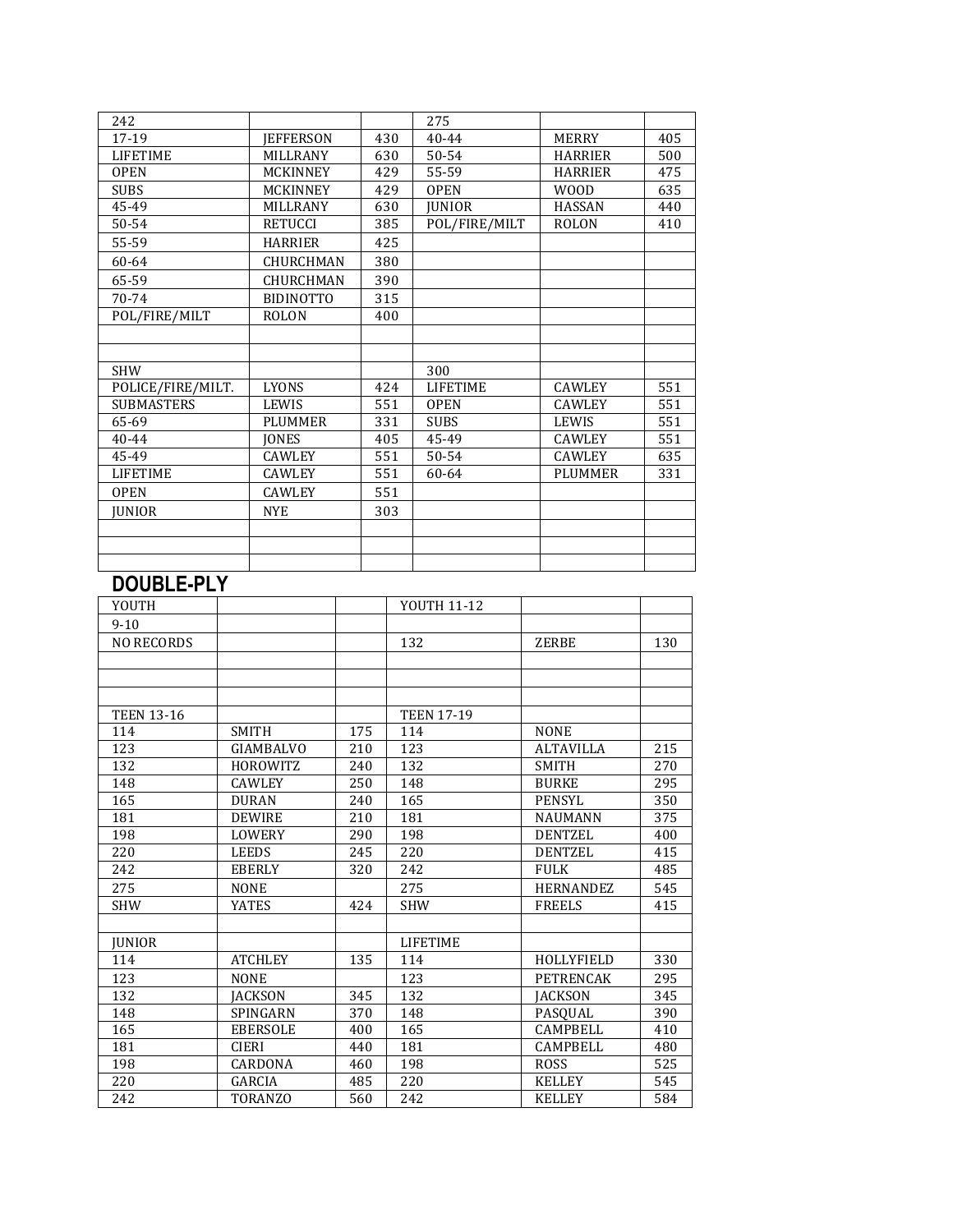| 242 | | | 275 | | |
|---|---|---|---|---|---|
| 17-19 | JEFFERSON | 430 | 40-44 | MERRY | 405 |
| LIFETIME | MILLRANY | 630 | 50-54 | HARRIER | 500 |
| OPEN | MCKINNEY | 429 | 55-59 | HARRIER | 475 |
| SUBS | MCKINNEY | 429 | OPEN | WOOD | 635 |
| 45-49 | MILLRANY | 630 | JUNIOR | HASSAN | 440 |
| 50-54 | RETUCCI | 385 | POL/FIRE/MILT | ROLON | 410 |
| 55-59 | HARRIER | 425 | | | |
| 60-64 | CHURCHMAN | 380 | | | |
| 65-59 | CHURCHMAN | 390 | | | |
| 70-74 | BIDINOTTO | 315 | | | |
| POL/FIRE/MILT | ROLON | 400 | | | |
| | | | | | |
| | | | | | |
| SHW | | | 300 | | |
| POLICE/FIRE/MILT. | LYONS | 424 | LIFETIME | CAWLEY | 551 |
| SUBMASTERS | LEWIS | 551 | OPEN | CAWLEY | 551 |
| 65-69 | PLUMMER | 331 | SUBS | LEWIS | 551 |
| 40-44 | JONES | 405 | 45-49 | CAWLEY | 551 |
| 45-49 | CAWLEY | 551 | 50-54 | CAWLEY | 635 |
| LIFETIME | CAWLEY | 551 | 60-64 | PLUMMER | 331 |
| OPEN | CAWLEY | 551 | | | |
| JUNIOR | NYE | 303 | | | |
| | | | | | |
| | | | | | |
| | | | | | |

## DOUBLE-PLY

| YOUTH | | | YOUTH 11-12 | | |
|---|---|---|---|---|---|
| 9-10 | | | | | |
| NO RECORDS | | | 132 | ZERBE | 130 |
| | | | | | |
| | | | | | |
| | | | | | |
| TEEN 13-16 | | | TEEN 17-19 | | |
| 114 | SMITH | 175 | 114 | NONE | |
| 123 | GIAMBALVO | 210 | 123 | ALTAVILLA | 215 |
| 132 | HOROWITZ | 240 | 132 | SMITH | 270 |
| 148 | CAWLEY | 250 | 148 | BURKE | 295 |
| 165 | DURAN | 240 | 165 | PENSYL | 350 |
| 181 | DEWIRE | 210 | 181 | NAUMANN | 375 |
| 198 | LOWERY | 290 | 198 | DENTZEL | 400 |
| 220 | LEEDS | 245 | 220 | DENTZEL | 415 |
| 242 | EBERLY | 320 | 242 | FULK | 485 |
| 275 | NONE | | 275 | HERNANDEZ | 545 |
| SHW | YATES | 424 | SHW | FREELS | 415 |
| | | | | | |
| JUNIOR | | | LIFETIME | | |
| 114 | ATCHLEY | 135 | 114 | HOLLYFIELD | 330 |
| 123 | NONE | | 123 | PETRENCAK | 295 |
| 132 | JACKSON | 345 | 132 | JACKSON | 345 |
| 148 | SPINGARN | 370 | 148 | PASQUAL | 390 |
| 165 | EBERSOLE | 400 | 165 | CAMPBELL | 410 |
| 181 | CIERI | 440 | 181 | CAMPBELL | 480 |
| 198 | CARDONA | 460 | 198 | ROSS | 525 |
| 220 | GARCIA | 485 | 220 | KELLEY | 545 |
| 242 | TORANZO | 560 | 242 | KELLEY | 584 |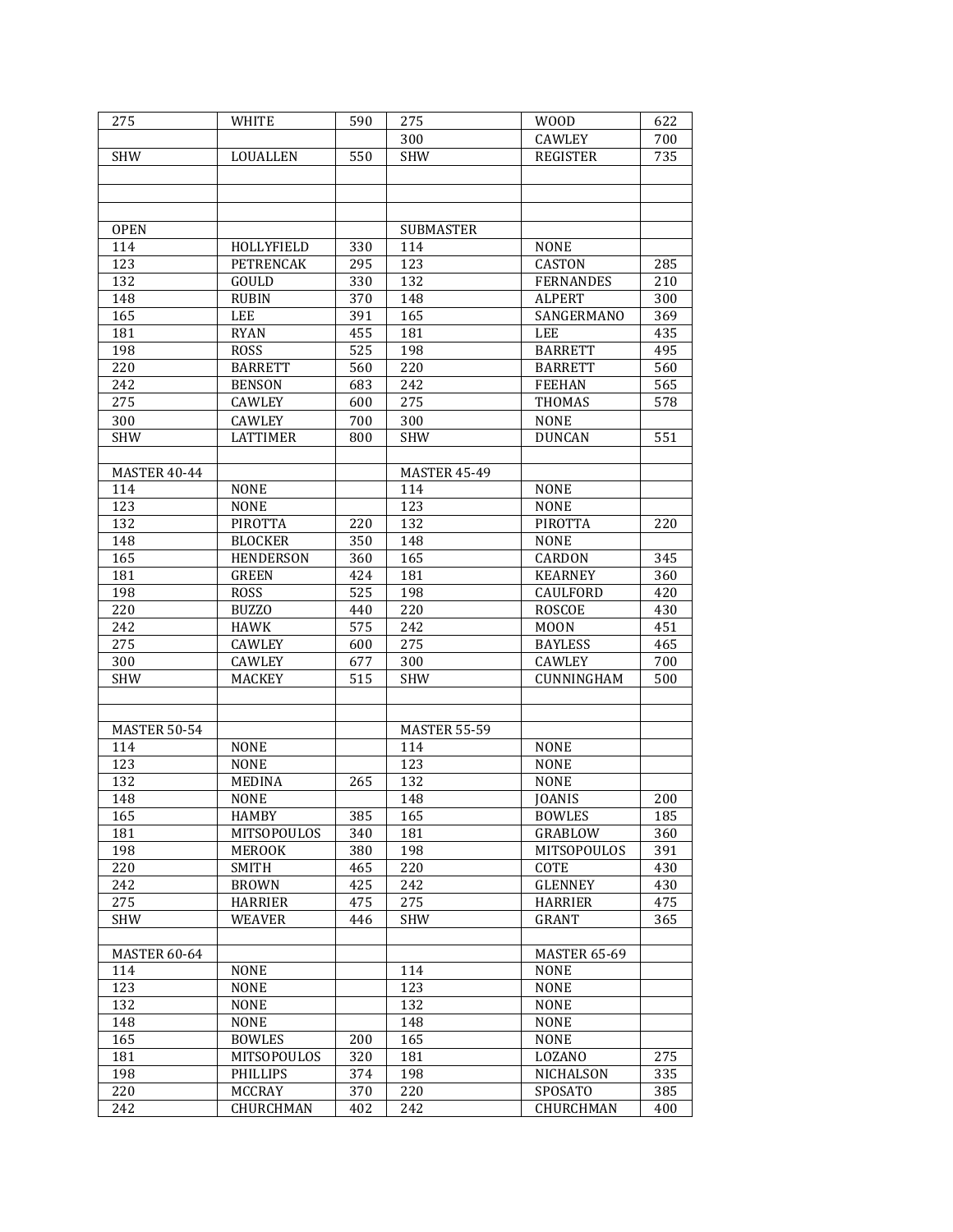| 275 | WHITE | 590 | 275 | WOOD | 622 |
| --- | --- | --- | --- | --- | --- |
| | | | 300 | CAWLEY | 700 |
| SHW | LOUALLEN | 550 | SHW | REGISTER | 735 |
| | | | | | |
| | | | | | |
| | | | | | |
| OPEN | | | SUBMASTER | | |
| 114 | HOLLYFIELD | 330 | 114 | NONE | |
| 123 | PETRENCAK | 295 | 123 | CASTON | 285 |
| 132 | GOULD | 330 | 132 | FERNANDES | 210 |
| 148 | RUBIN | 370 | 148 | ALPERT | 300 |
| 165 | LEE | 391 | 165 | SANGERMANO | 369 |
| 181 | RYAN | 455 | 181 | LEE | 435 |
| 198 | ROSS | 525 | 198 | BARRETT | 495 |
| 220 | BARRETT | 560 | 220 | BARRETT | 560 |
| 242 | BENSON | 683 | 242 | FEEHAN | 565 |
| 275 | CAWLEY | 600 | 275 | THOMAS | 578 |
| 300 | CAWLEY | 700 | 300 | NONE | |
| SHW | LATTIMER | 800 | SHW | DUNCAN | 551 |
| | | | | | |
| MASTER 40-44 | | | MASTER 45-49 | | |
| 114 | NONE | | 114 | NONE | |
| 123 | NONE | | 123 | NONE | |
| 132 | PIROTTA | 220 | 132 | PIROTTA | 220 |
| 148 | BLOCKER | 350 | 148 | NONE | |
| 165 | HENDERSON | 360 | 165 | CARDON | 345 |
| 181 | GREEN | 424 | 181 | KEARNEY | 360 |
| 198 | ROSS | 525 | 198 | CAULFORD | 420 |
| 220 | BUZZO | 440 | 220 | ROSCOE | 430 |
| 242 | HAWK | 575 | 242 | MOON | 451 |
| 275 | CAWLEY | 600 | 275 | BAYLESS | 465 |
| 300 | CAWLEY | 677 | 300 | CAWLEY | 700 |
| SHW | MACKEY | 515 | SHW | CUNNINGHAM | 500 |
| | | | | | |
| | | | | | |
| MASTER 50-54 | | | MASTER 55-59 | | |
| 114 | NONE | | 114 | NONE | |
| 123 | NONE | | 123 | NONE | |
| 132 | MEDINA | 265 | 132 | NONE | |
| 148 | NONE | | 148 | JOANIS | 200 |
| 165 | HAMBY | 385 | 165 | BOWLES | 185 |
| 181 | MITSOPOULOS | 340 | 181 | GRABLOW | 360 |
| 198 | MEROOK | 380 | 198 | MITSOPOULOS | 391 |
| 220 | SMITH | 465 | 220 | COTE | 430 |
| 242 | BROWN | 425 | 242 | GLENNEY | 430 |
| 275 | HARRIER | 475 | 275 | HARRIER | 475 |
| SHW | WEAVER | 446 | SHW | GRANT | 365 |
| | | | | | |
| MASTER 60-64 | | | | MASTER 65-69 | |
| 114 | NONE | | 114 | NONE | |
| 123 | NONE | | 123 | NONE | |
| 132 | NONE | | 132 | NONE | |
| 148 | NONE | | 148 | NONE | |
| 165 | BOWLES | 200 | 165 | NONE | |
| 181 | MITSOPOULOS | 320 | 181 | LOZANO | 275 |
| 198 | PHILLIPS | 374 | 198 | NICHALSON | 335 |
| 220 | MCCRAY | 370 | 220 | SPOSATO | 385 |
| 242 | CHURCHMAN | 402 | 242 | CHURCHMAN | 400 |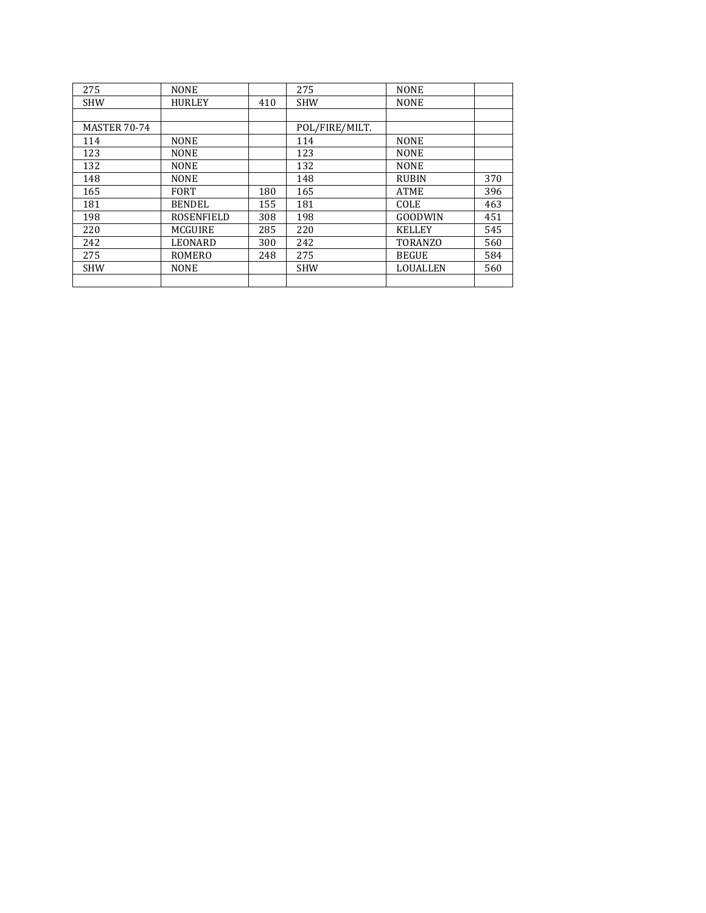| | | | | | |
|---|---|---|---|---|---|
| 275 | NONE | | 275 | NONE | |
| SHW | HURLEY | 410 | SHW | NONE | |
| | | | | | |
| MASTER 70-74 | | | POL/FIRE/MILT. | | |
| 114 | NONE | | 114 | NONE | |
| 123 | NONE | | 123 | NONE | |
| 132 | NONE | | 132 | NONE | |
| 148 | NONE | | 148 | RUBIN | 370 |
| 165 | FORT | 180 | 165 | ATME | 396 |
| 181 | BENDEL | 155 | 181 | COLE | 463 |
| 198 | ROSENFIELD | 308 | 198 | GOODWIN | 451 |
| 220 | MCGUIRE | 285 | 220 | KELLEY | 545 |
| 242 | LEONARD | 300 | 242 | TORANZO | 560 |
| 275 | ROMERO | 248 | 275 | BEGUE | 584 |
| SHW | NONE | | SHW | LOUALLEN | 560 |
| | | | | | |